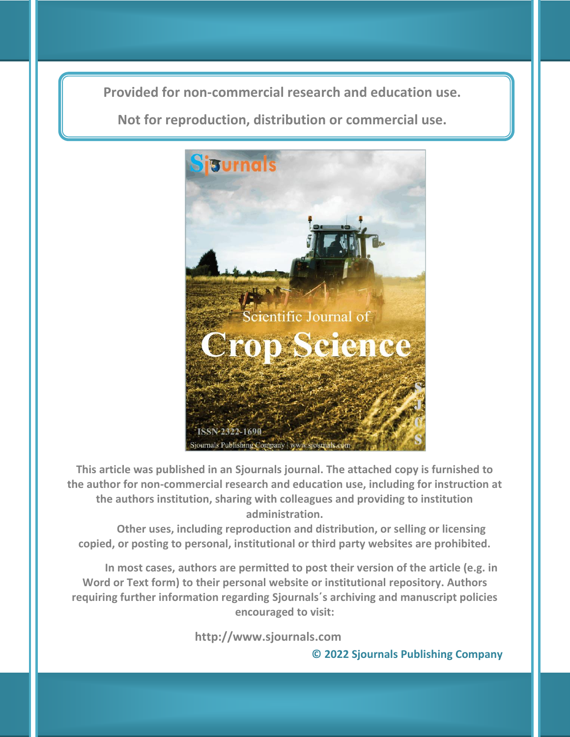**Provided for non-commercial research and education use.**

**Not for reproduction, distribution or commercial use.**

**This article was published in an Sjournals journal. The attached copy is furnished to the author for non-commercial research and education use, including for instruction at the authors institution, sharing with colleagues and providing to institution administration.**

**Other uses, including reproduction and distribution, or selling or licensing copied, or posting to personal, institutional or third party websites are prohibited.**

**In most cases, authors are permitted to post their version of the article (e.g. in Word or Text form) to their personal website or institutional repository. Authors requiring further information regarding Sjournals´s archiving and manuscript policies encouraged to visit:**

**http://www.sjournals.com**

**© 2022 Sjournals Publishing Company**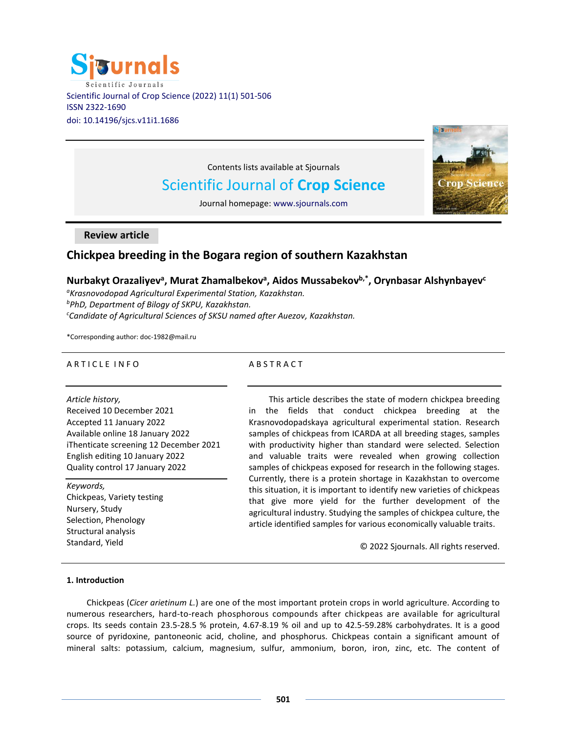Scientific Journal of Crop Science (2022) 11(1) 501-506
ISSN 2322-1690
doi: 10.14196/sjcs.v11i1.1686

Contents lists available at Sjournals

# Scientific Journal of **Crop Science**

Journal homepage: www.sjournals.com

**Review article**

## Chickpea breeding in the Bogara region of southern Kazakhstan

**Nurbakyt Orazaliyev[a], Murat Zhamalbekov[a], Aidos Mussabekov[b,*], Orynbasar Alshynbayev[c]**

[a]*Krasnovodopad Agricultural Experimental Station, Kazakhstan.*
[b]*PhD, Department of Bilogy of SKPU, Kazakhstan.*
[c]*Candidate of Agricultural Sciences of SKSU named after Auezov, Kazakhstan.*

*Corresponding author: doc-1982@mail.ru

ARTICLE INFO

*Article history,*
Received 10 December 2021
Accepted 11 January 2022
Available online 18 January 2022
iThenticate screening 12 December 2021
English editing 10 January 2022
Quality control 17 January 2022

*Keywords,*
Chickpeas, Variety testing
Nursery, Study
Selection, Phenology
Structural analysis
Standard, Yield

ABSTRACT

This article describes the state of modern chickpea breeding in the fields that conduct chickpea breeding at the Krasnovodopadskaya agricultural experimental station. Research samples of chickpeas from ICARDA at all breeding stages, samples with productivity higher than standard were selected. Selection and valuable traits were revealed when growing collection samples of chickpeas exposed for research in the following stages. Currently, there is a protein shortage in Kazakhstan to overcome this situation, it is important to identify new varieties of chickpeas that give more yield for the further development of the agricultural industry. Studying the samples of chickpea culture, the article identified samples for various economically valuable traits.

© 2022 Sjournals. All rights reserved.

### 1. Introduction

Chickpeas (*Cicer arietinum L.*) are one of the most important protein crops in world agriculture. According to numerous researchers, hard-to-reach phosphorous compounds after chickpeas are available for agricultural crops. Its seeds contain 23.5-28.5 % protein, 4.67-8.19 % oil and up to 42.5-59.28% carbohydrates. It is a good source of pyridoxine, pantoneonic acid, choline, and phosphorus. Chickpeas contain a significant amount of mineral salts: potassium, calcium, magnesium, sulfur, ammonium, boron, iron, zinc, etc. The content of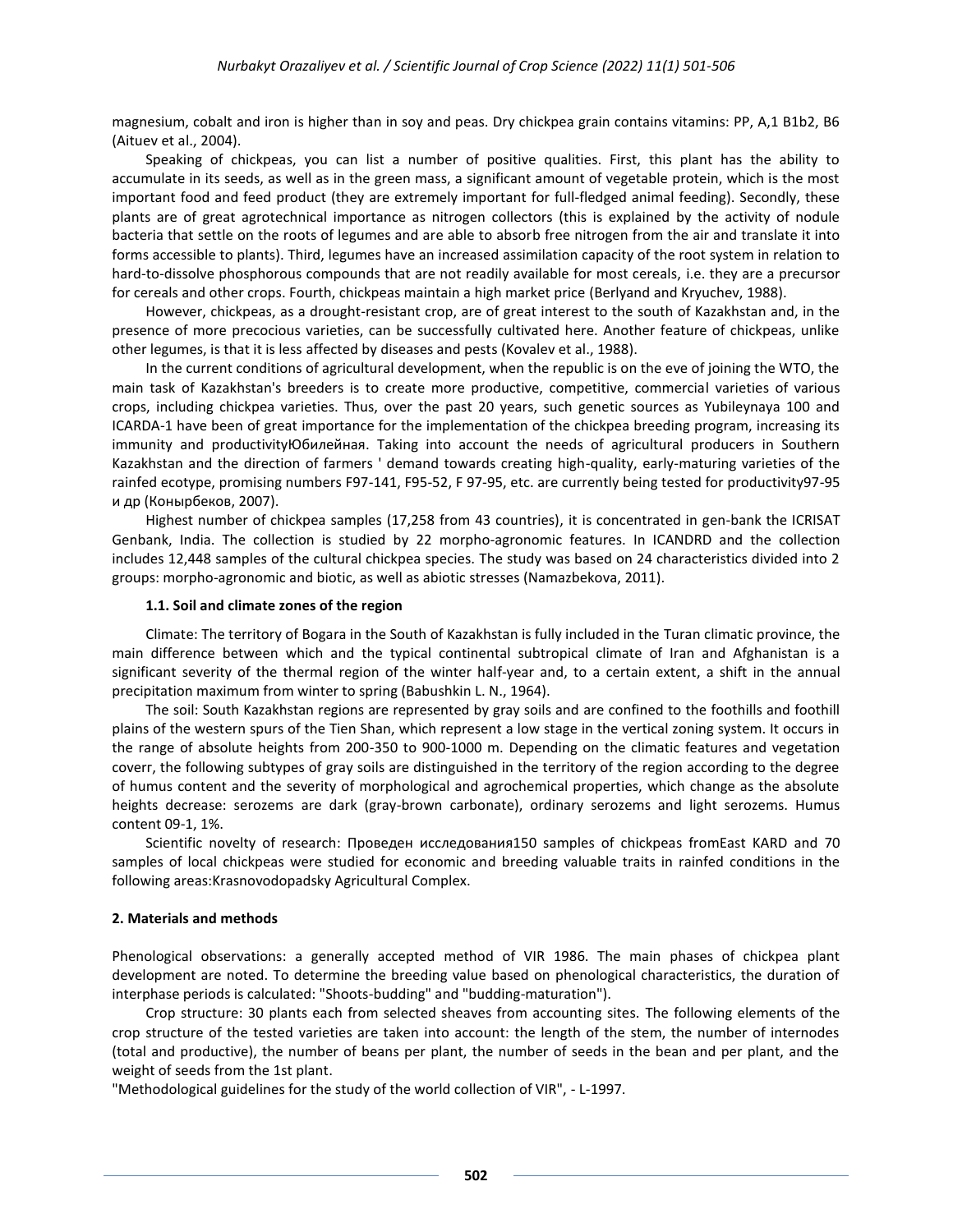magnesium, cobalt and iron is higher than in soy and peas. Dry chickpea grain contains vitamins: PP, A,1 B1b2, B6 (Aituev et al., 2004).

Speaking of chickpeas, you can list a number of positive qualities. First, this plant has the ability to accumulate in its seeds, as well as in the green mass, a significant amount of vegetable protein, which is the most important food and feed product (they are extremely important for full-fledged animal feeding). Secondly, these plants are of great agrotechnical importance as nitrogen collectors (this is explained by the activity of nodule bacteria that settle on the roots of legumes and are able to absorb free nitrogen from the air and translate it into forms accessible to plants). Third, legumes have an increased assimilation capacity of the root system in relation to hard-to-dissolve phosphorous compounds that are not readily available for most cereals, i.e. they are a precursor for cereals and other crops. Fourth, chickpeas maintain a high market price (Berlyand and Kryuchev, 1988).

However, chickpeas, as a drought-resistant crop, are of great interest to the south of Kazakhstan and, in the presence of more precocious varieties, can be successfully cultivated here. Another feature of chickpeas, unlike other legumes, is that it is less affected by diseases and pests (Kovalev et al., 1988).

In the current conditions of agricultural development, when the republic is on the eve of joining the WTO, the main task of Kazakhstan's breeders is to create more productive, competitive, commercial varieties of various crops, including chickpea varieties. Thus, over the past 20 years, such genetic sources as Yubileynaya 100 and ICARDA-1 have been of great importance for the implementation of the chickpea breeding program, increasing its immunity and productivityЮбилейная. Taking into account the needs of agricultural producers in Southern Kazakhstan and the direction of farmers ' demand towards creating high-quality, early-maturing varieties of the rainfed ecotype, promising numbers F97-141, F95-52, F 97-95, etc. are currently being tested for productivity97-95 и др (Конырбеков, 2007).

Highest number of chickpea samples (17,258 from 43 countries), it is concentrated in gen-bank the ICRISAT Genbank, India. The collection is studied by 22 morpho-agronomic features. In ICANDRD and the collection includes 12,448 samples of the cultural chickpea species. The study was based on 24 characteristics divided into 2 groups: morpho-agronomic and biotic, as well as abiotic stresses (Namazbekova, 2011).

### 1.1. Soil and climate zones of the region

Climate: The territory of Bogara in the South of Kazakhstan is fully included in the Turan climatic province, the main difference between which and the typical continental subtropical climate of Iran and Afghanistan is a significant severity of the thermal region of the winter half-year and, to a certain extent, a shift in the annual precipitation maximum from winter to spring (Babushkin L. N., 1964).

The soil: South Kazakhstan regions are represented by gray soils and are confined to the foothills and foothill plains of the western spurs of the Tien Shan, which represent a low stage in the vertical zoning system. It occurs in the range of absolute heights from 200-350 to 900-1000 m. Depending on the climatic features and vegetation coverr, the following subtypes of gray soils are distinguished in the territory of the region according to the degree of humus content and the severity of morphological and agrochemical properties, which change as the absolute heights decrease: serozems are dark (gray-brown carbonate), ordinary serozems and light serozems. Humus content 09-1, 1%.

Scientific novelty of research: Проведен исследования150 samples of chickpeas fromEast KARD and 70 samples of local chickpeas were studied for economic and breeding valuable traits in rainfed conditions in the following areas:Krasnovodopadsky Agricultural Complex.

## 2. Materials and methods

Phenological observations: a generally accepted method of VIR 1986. The main phases of chickpea plant development are noted. To determine the breeding value based on phenological characteristics, the duration of interphase periods is calculated: "Shoots-budding" and "budding-maturation").

Crop structure: 30 plants each from selected sheaves from accounting sites. The following elements of the crop structure of the tested varieties are taken into account: the length of the stem, the number of internodes (total and productive), the number of beans per plant, the number of seeds in the bean and per plant, and the weight of seeds from the 1st plant.

"Methodological guidelines for the study of the world collection of VIR", - L-1997.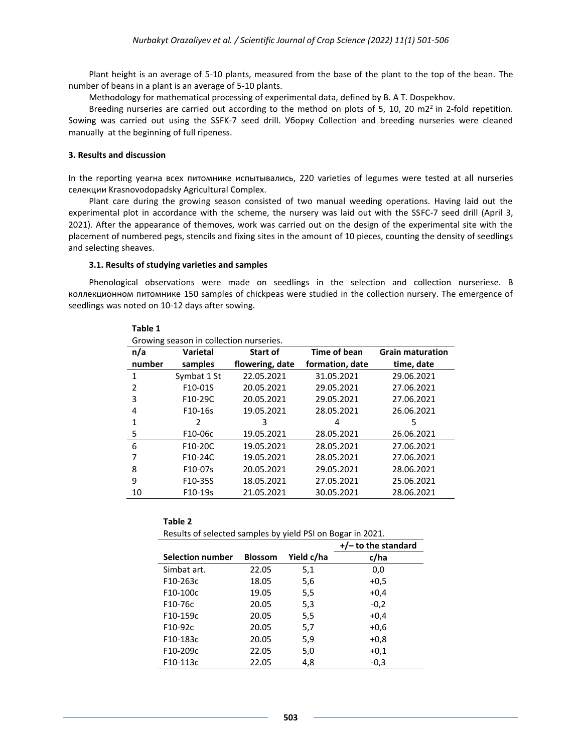Plant height is an average of 5-10 plants, measured from the base of the plant to the top of the bean. The number of beans in a plant is an average of 5-10 plants.

Methodology for mathematical processing of experimental data, defined by B. A T. Dospekhov.

Breeding nurseries are carried out according to the method on plots of 5, 10, 20 $m2^2$ in 2-fold repetition. Sowing was carried out using the SSFK-7 seed drill. Уборку Collection and breeding nurseries were cleaned manually at the beginning of full ripeness.

### 3. Results and discussion

In the reporting yearна всех питомнике испытывались, 220 varieties of legumes were tested at all nurseries селекции Krasnovodopadsky Agricultural Complex.

Plant care during the growing season consisted of two manual weeding operations. Having laid out the experimental plot in accordance with the scheme, the nursery was laid out with the SSFC-7 seed drill (April 3, 2021). After the appearance of themoves, work was carried out on the design of the experimental site with the placement of numbered pegs, stencils and fixing sites in the amount of 10 pieces, counting the density of seedlings and selecting sheaves.

#### 3.1. Results of studying varieties and samples

Phenological observations were made on seedlings in the selection and collection nurseriese. В коллекционном питомнике 150 samples of chickpeas were studied in the collection nursery. The emergence of seedlings was noted on 10-12 days after sowing.

**Table 1**

Growing season in collection nurseries.

| n/a number | Varietal samples | Start of flowering, date | Time of bean formation, date | Grain maturation time, date |
|---|---|---|---|---|
| 1 | Symbat 1 St | 22.05.2021 | 31.05.2021 | 29.06.2021 |
| 2 | F10-01S | 20.05.2021 | 29.05.2021 | 27.06.2021 |
| 3 | F10-29C | 20.05.2021 | 29.05.2021 | 27.06.2021 |
| 4 | F10-16s | 19.05.2021 | 28.05.2021 | 26.06.2021 |
| 1 | 2 | 3 | 4 | 5 |
| 5 | F10-06c | 19.05.2021 | 28.05.2021 | 26.06.2021 |
| 6 | F10-20C | 19.05.2021 | 28.05.2021 | 27.06.2021 |
| 7 | F10-24C | 19.05.2021 | 28.05.2021 | 27.06.2021 |
| 8 | F10-07s | 20.05.2021 | 29.05.2021 | 28.06.2021 |
| 9 | F10-35S | 18.05.2021 | 27.05.2021 | 25.06.2021 |
| 10 | F10-19s | 21.05.2021 | 30.05.2021 | 28.06.2021 |

**Table 2**

Results of selected samples by yield PSI on Bogar in 2021.

| Selection number | Blossom | Yield c/ha | +/– to the standard c/ha |
|---|---|---|---|
| Simbat art. | 22.05 | 5,1 | 0,0 |
| F10-263c | 18.05 | 5,6 | +0,5 |
| F10-100c | 19.05 | 5,5 | +0,4 |
| F10-76c | 20.05 | 5,3 | -0,2 |
| F10-159c | 20.05 | 5,5 | +0,4 |
| F10-92c | 20.05 | 5,7 | +0,6 |
| F10-183c | 20.05 | 5,9 | +0,8 |
| F10-209c | 22.05 | 5,0 | +0,1 |
| F10-113c | 22.05 | 4,8 | -0,3 |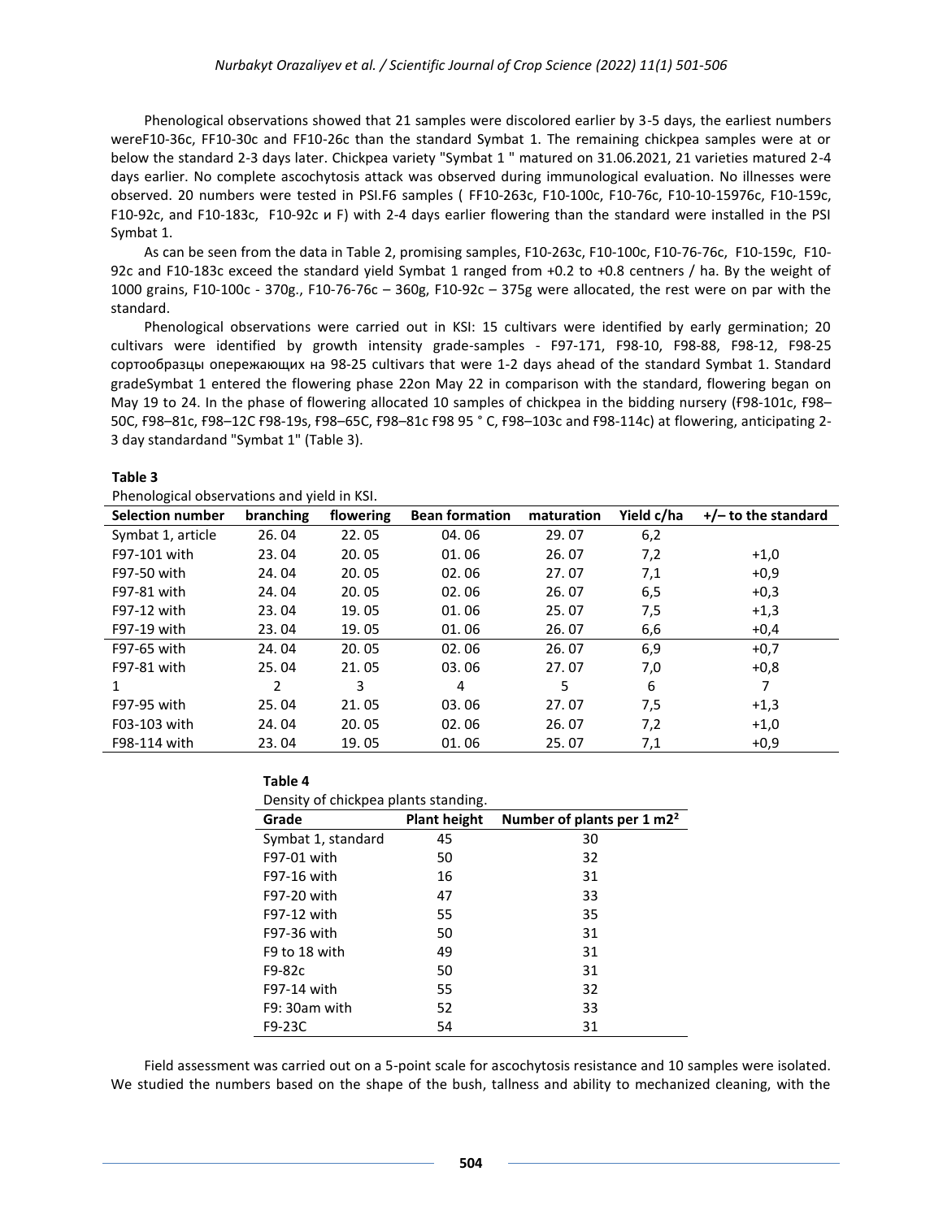Phenological observations showed that 21 samples were discolored earlier by 3-5 days, the earliest numbers wereF10-36c, FF10-30c and FF10-26c than the standard Symbat 1. The remaining chickpea samples were at or below the standard 2-3 days later. Chickpea variety "Symbat 1 " matured on 31.06.2021, 21 varieties matured 2-4 days earlier. No complete ascochytosis attack was observed during immunological evaluation. No illnesses were observed. 20 numbers were tested in PSI.F6 samples ( FF10-263c, F10-100c, F10-76c, F10-10-15976c, F10-159c, F10-92c, and F10-183c, F10-92c и F) with 2-4 days earlier flowering than the standard were installed in the PSI Symbat 1.

As can be seen from the data in Table 2, promising samples, F10-263c, F10-100c, F10-76-76c, F10-159c, F10-92c and F10-183c exceed the standard yield Symbat 1 ranged from +0.2 to +0.8 centners / ha. By the weight of 1000 grains, F10-100c - 370g., F10-76-76c – 360g, F10-92c – 375g were allocated, the rest were on par with the standard.

Phenological observations were carried out in KSI: 15 cultivars were identified by early germination; 20 cultivars were identified by growth intensity grade-samples - F97-171, F98-10, F98-88, F98-12, F98-25 сортообразцы опережающих на 98-25 cultivars that were 1-2 days ahead of the standard Symbat 1. Standard gradeSymbat 1 entered the flowering phase 22on May 22 in comparison with the standard, flowering began on May 19 to 24. In the phase of flowering allocated 10 samples of chickpea in the bidding nursery (Ғ98-101c, Ғ98–50C, Ғ98–81c, Ғ98–12C Ғ98-19s, Ғ98–65C, Ғ98–81c Ғ98 95 ° C, Ғ98–103c and Ғ98-114c) at flowering, anticipating 2-3 day standardand "Symbat 1" (Table 3).

**Table 3**

Phenological observations and yield in KSI.

| Selection number | branching | flowering | Bean formation | maturation | Yield c/ha | +/– to the standard |
|---|---|---|---|---|---|---|
| Symbat 1, article | 26. 04 | 22. 05 | 04. 06 | 29. 07 | 6,2 | |
| F97-101 with | 23. 04 | 20. 05 | 01. 06 | 26. 07 | 7,2 | +1,0 |
| F97-50 with | 24. 04 | 20. 05 | 02. 06 | 27. 07 | 7,1 | +0,9 |
| F97-81 with | 24. 04 | 20. 05 | 02. 06 | 26. 07 | 6,5 | +0,3 |
| F97-12 with | 23. 04 | 19. 05 | 01. 06 | 25. 07 | 7,5 | +1,3 |
| F97-19 with | 23. 04 | 19. 05 | 01. 06 | 26. 07 | 6,6 | +0,4 |
| F97-65 with | 24. 04 | 20. 05 | 02. 06 | 26. 07 | 6,9 | +0,7 |
| F97-81 with | 25. 04 | 21. 05 | 03. 06 | 27. 07 | 7,0 | +0,8 |
| 1 | 2 | 3 | 4 | 5 | 6 | 7 |
| F97-95 with | 25. 04 | 21. 05 | 03. 06 | 27. 07 | 7,5 | +1,3 |
| F03-103 with | 24. 04 | 20. 05 | 02. 06 | 26. 07 | 7,2 | +1,0 |
| F98-114 with | 23. 04 | 19. 05 | 01. 06 | 25. 07 | 7,1 | +0,9 |

**Table 4**

Density of chickpea plants standing.

| Grade | Plant height | Number of plants per 1 m2² |
|---|---|---|
| Symbat 1, standard | 45 | 30 |
| F97-01 with | 50 | 32 |
| F97-16 with | 16 | 31 |
| F97-20 with | 47 | 33 |
| F97-12 with | 55 | 35 |
| F97-36 with | 50 | 31 |
| F9 to 18 with | 49 | 31 |
| F9-82c | 50 | 31 |
| F97-14 with | 55 | 32 |
| F9: 30am with | 52 | 33 |
| F9-23C | 54 | 31 |

Field assessment was carried out on a 5-point scale for ascochytosis resistance and 10 samples were isolated. We studied the numbers based on the shape of the bush, tallness and ability to mechanized cleaning, with the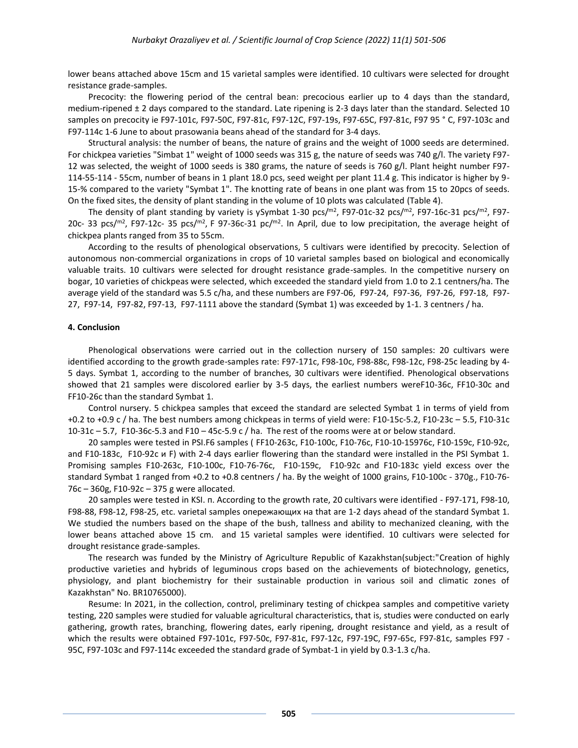lower beans attached above 15cm and 15 varietal samples were identified. 10 cultivars were selected for drought resistance grade-samples.

Precocity: the flowering period of the central bean: precocious earlier up to 4 days than the standard, medium-ripened ± 2 days compared to the standard. Late ripening is 2-3 days later than the standard. Selected 10 samples on precocity ie F97-101c, F97-50C, F97-81c, F97-12C, F97-19s, F97-65C, F97-81c, F97 95 ° C, F97-103c and F97-114c 1-6 June to about prasowania beans ahead of the standard for 3-4 days.

Structural analysis: the number of beans, the nature of grains and the weight of 1000 seeds are determined. For chickpea varieties "Simbat 1" weight of 1000 seeds was 315 g, the nature of seeds was 740 g/l. The variety F97-12 was selected, the weight of 1000 seeds is 380 grams, the nature of seeds is 760 g/l. Plant height number F97-114-55-114 - 55cm, number of beans in 1 plant 18.0 pcs, seed weight per plant 11.4 g. This indicator is higher by 9-15-% compared to the variety "Symbat 1". The knotting rate of beans in one plant was from 15 to 20pcs of seeds. On the fixed sites, the density of plant standing in the volume of 10 plots was calculated (Table 4).

The density of plant standing by variety is ySymbat 1-30 pcs/$^{m2}$, F97-01c-32 pcs/$^{m2}$, F97-16c-31 pcs/$^{m2}$, F97-20c- 33 pcs/$^{m2}$, F97-12c- 35 pcs/$^{m2}$, F 97-36c-31 pc/$^{m2}$. In April, due to low precipitation, the average height of chickpea plants ranged from 35 to 55cm.

According to the results of phenological observations, 5 cultivars were identified by precocity. Selection of autonomous non-commercial organizations in crops of 10 varietal samples based on biological and economically valuable traits. 10 cultivars were selected for drought resistance grade-samples. In the competitive nursery on bogar, 10 varieties of chickpeas were selected, which exceeded the standard yield from 1.0 to 2.1 centners/ha. The average yield of the standard was 5.5 c/ha, and these numbers are F97-06, F97-24, F97-36, F97-26, F97-18, F97-27, F97-14, F97-82, F97-13, F97-1111 above the standard (Symbat 1) was exceeded by 1-1. 3 centners / ha.

## 4. Conclusion

Phenological observations were carried out in the collection nursery of 150 samples: 20 cultivars were identified according to the growth grade-samples rate: F97-171c, F98-10c, F98-88c, F98-12c, F98-25c leading by 4-5 days. Symbat 1, according to the number of branches, 30 cultivars were identified. Phenological observations showed that 21 samples were discolored earlier by 3-5 days, the earliest numbers wereF10-36c, FF10-30c and FF10-26c than the standard Symbat 1.

Control nursery. 5 chickpea samples that exceed the standard are selected Symbat 1 in terms of yield from +0.2 to +0.9 c / ha. The best numbers among chickpeas in terms of yield were: F10-15c-5.2, F10-23c – 5.5, F10-31c 10-31c – 5.7, F10-36c-5.3 and F10 – 45c-5.9 c / ha. The rest of the rooms were at or below standard.

20 samples were tested in PSI.F6 samples ( FF10-263c, F10-100c, F10-76c, F10-10-15976c, F10-159c, F10-92c, and F10-183c, F10-92c и F) with 2-4 days earlier flowering than the standard were installed in the PSI Symbat 1. Promising samples F10-263c, F10-100c, F10-76-76c, F10-159c, F10-92c and F10-183c yield excess over the standard Symbat 1 ranged from +0.2 to +0.8 centners / ha. By the weight of 1000 grains, F10-100c - 370g., F10-76-76c – 360g, F10-92c – 375 g were allocated.

20 samples were tested in KSI. п. According to the growth rate, 20 cultivars were identified - F97-171, F98-10, F98-88, F98-12, F98-25, etc. varietal samples опережающих на that are 1-2 days ahead of the standard Symbat 1. We studied the numbers based on the shape of the bush, tallness and ability to mechanized cleaning, with the lower beans attached above 15 cm. and 15 varietal samples were identified. 10 cultivars were selected for drought resistance grade-samples.

The research was funded by the Ministry of Agriculture Republic of Kazakhstan(subject:"Creation of highly productive varieties and hybrids of leguminous crops based on the achievements of biotechnology, genetics, physiology, and plant biochemistry for their sustainable production in various soil and climatic zones of Kazakhstan" No. BR10765000).

Resume: In 2021, in the collection, control, preliminary testing of chickpea samples and competitive variety testing, 220 samples were studied for valuable agricultural characteristics, that is, studies were conducted on early gathering, growth rates, branching, flowering dates, early ripening, drought resistance and yield, as a result of which the results were obtained F97-101c, F97-50c, F97-81c, F97-12c, F97-19C, F97-65c, F97-81c, samples F97 - 95C, F97-103c and F97-114c exceeded the standard grade of Symbat-1 in yield by 0.3-1.3 c/ha.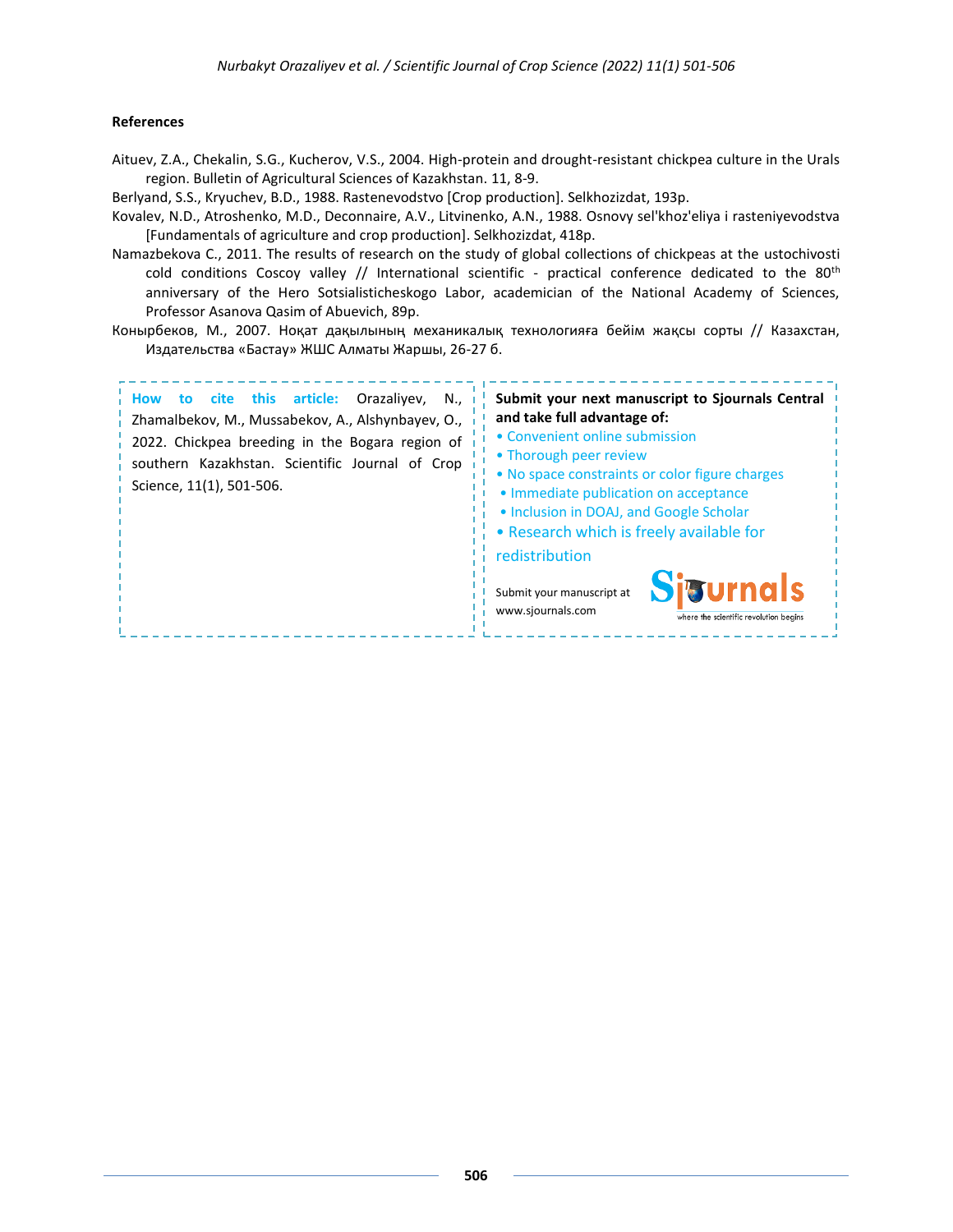## References

Aituev, Z.A., Chekalin, S.G., Kucherov, V.S., 2004. High-protein and drought-resistant chickpea culture in the Urals region. Bulletin of Agricultural Sciences of Kazakhstan. 11, 8-9.

Berlyand, S.S., Kryuchev, B.D., 1988. Rastenevodstvo [Crop production]. Selkhozizdat, 193p.

Kovalev, N.D., Atroshenko, M.D., Deconnaire, A.V., Litvinenko, A.N., 1988. Osnovy sel'khoz'eliya i rasteniyevodstva [Fundamentals of agriculture and crop production]. Selkhozizdat, 418p.

Namazbekova C., 2011. The results of research on the study of global collections of chickpeas at the ustochivosti cold conditions Coscoy valley // International scientific - practical conference dedicated to the 80th anniversary of the Hero Sotsialisticheskogo Labor, academician of the National Academy of Sciences, Professor Asanova Qasim of Abuevich, 89p.

Конырбеков, М., 2007. Ноқат дақылының механикалық технологияға бейім жақсы сорты // Казахстан, Издательства «Бастау» ЖШС Алматы Жаршы, 26-27 б.

**How to cite this article:** Orazaliyev, N., Zhamalbekov, M., Mussabekov, A., Alshynbayev, O., 2022. Chickpea breeding in the Bogara region of southern Kazakhstan. Scientific Journal of Crop Science, 11(1), 501-506.

**Submit your next manuscript to Sjournals Central and take full advantage of:**

- Convenient online submission
- Thorough peer review
- No space constraints or color figure charges
- Immediate publication on acceptance
- Inclusion in DOAJ, and Google Scholar
- Research which is freely available for redistribution

Submit your manuscript at www.sjournals.com

Sjournals
where the scientific revolution begins